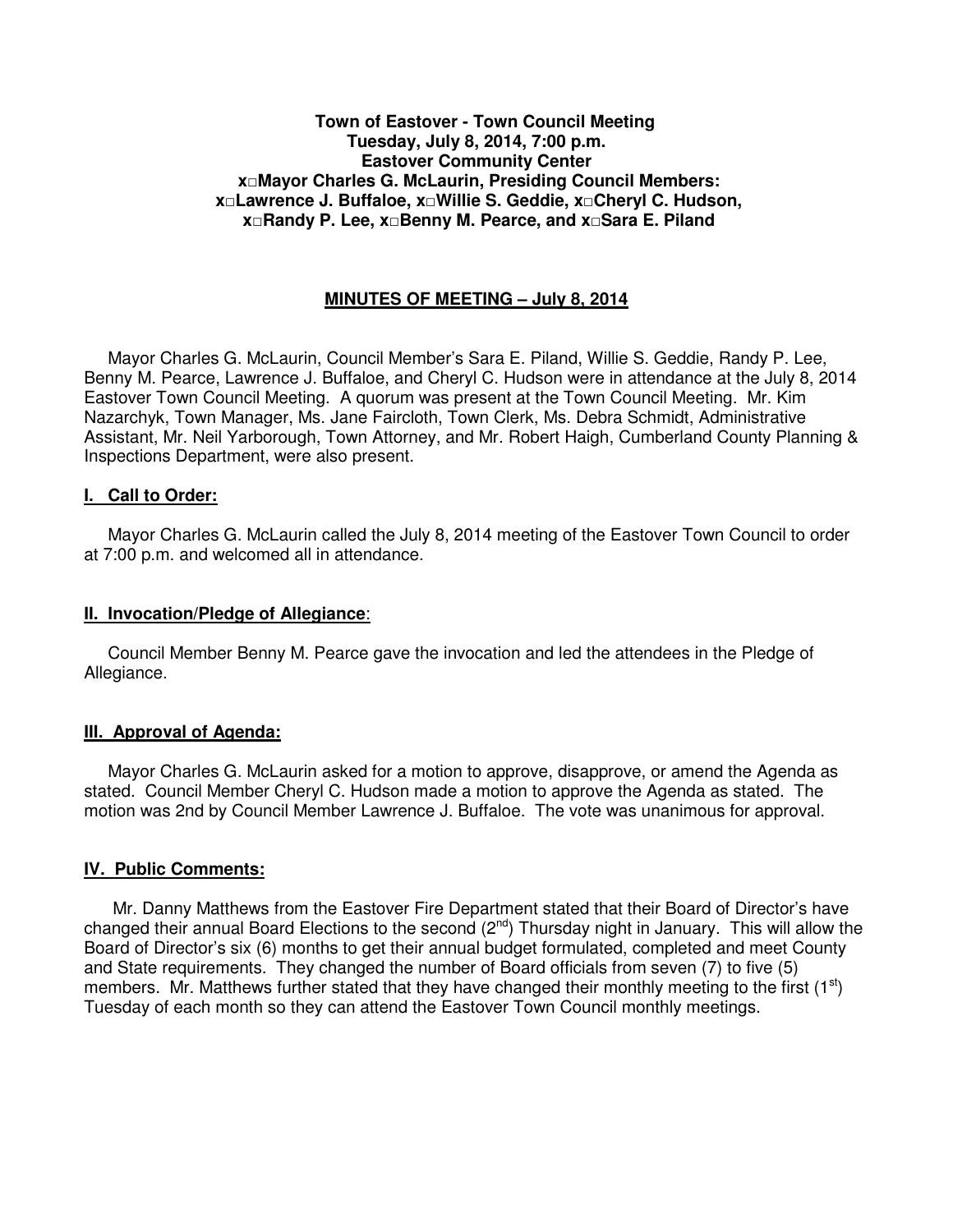**Town of Eastover - Town Council Meeting**
**Tuesday, July 8, 2014, 7:00 p.m.**
**Eastover Community Center**
**x□Mayor Charles G. McLaurin, Presiding Council Members:**
**x□Lawrence J. Buffaloe, x□Willie S. Geddie, x□Cheryl C. Hudson,**
**x□Randy P. Lee, x□Benny M. Pearce, and x□Sara E. Piland**

## MINUTES OF MEETING – July 8, 2014

Mayor Charles G. McLaurin, Council Member's Sara E. Piland, Willie S. Geddie, Randy P. Lee, Benny M. Pearce, Lawrence J. Buffaloe, and Cheryl C. Hudson were in attendance at the July 8, 2014 Eastover Town Council Meeting. A quorum was present at the Town Council Meeting. Mr. Kim Nazarchyk, Town Manager, Ms. Jane Faircloth, Town Clerk, Ms. Debra Schmidt, Administrative Assistant, Mr. Neil Yarborough, Town Attorney, and Mr. Robert Haigh, Cumberland County Planning & Inspections Department, were also present.

### I. Call to Order:

Mayor Charles G. McLaurin called the July 8, 2014 meeting of the Eastover Town Council to order at 7:00 p.m. and welcomed all in attendance.

### II. Invocation/Pledge of Allegiance:

Council Member Benny M. Pearce gave the invocation and led the attendees in the Pledge of Allegiance.

### III. Approval of Agenda:

Mayor Charles G. McLaurin asked for a motion to approve, disapprove, or amend the Agenda as stated. Council Member Cheryl C. Hudson made a motion to approve the Agenda as stated. The motion was 2nd by Council Member Lawrence J. Buffaloe. The vote was unanimous for approval.

### IV. Public Comments:

Mr. Danny Matthews from the Eastover Fire Department stated that their Board of Director's have changed their annual Board Elections to the second (2nd) Thursday night in January. This will allow the Board of Director's six (6) months to get their annual budget formulated, completed and meet County and State requirements. They changed the number of Board officials from seven (7) to five (5) members. Mr. Matthews further stated that they have changed their monthly meeting to the first (1st) Tuesday of each month so they can attend the Eastover Town Council monthly meetings.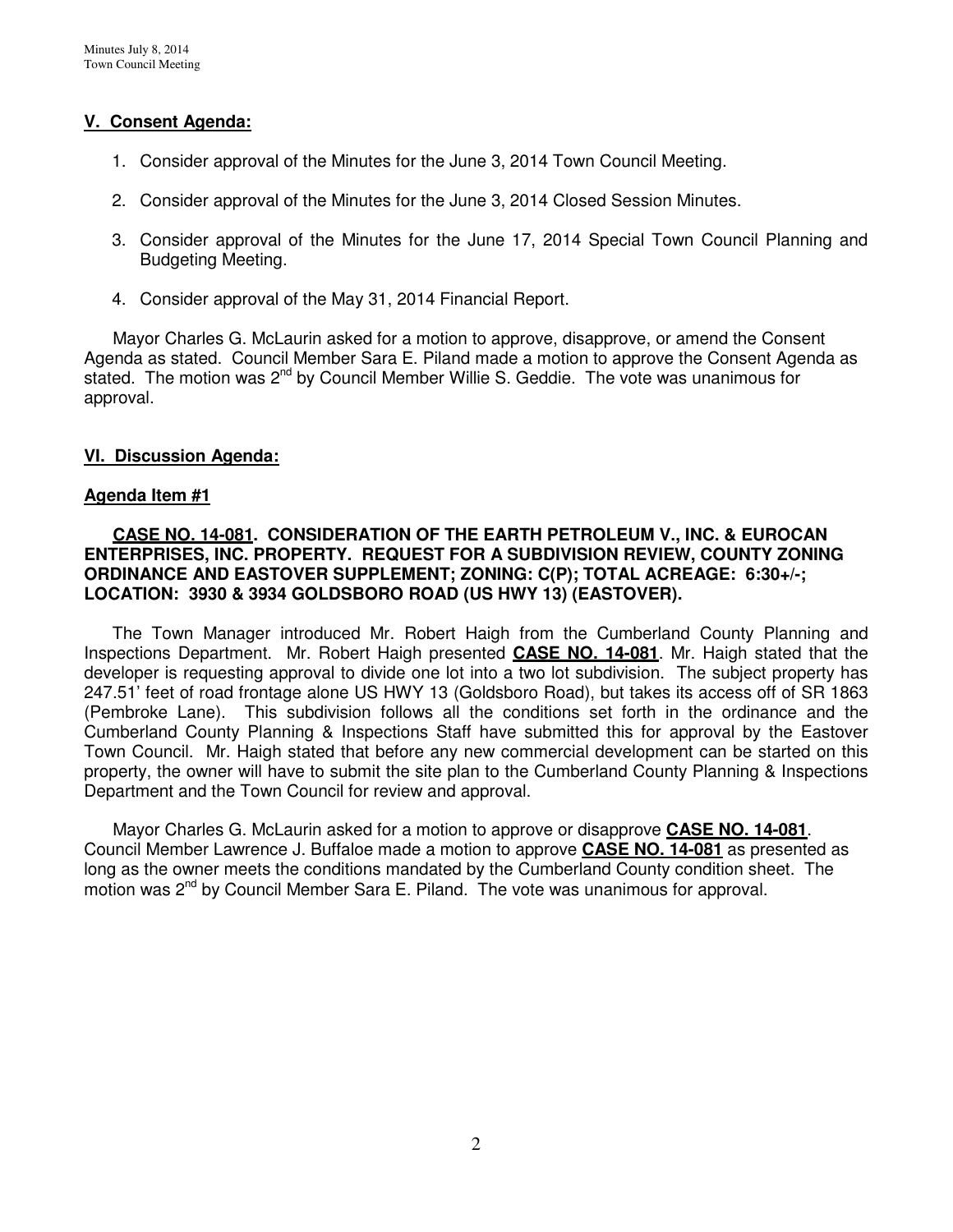## V. Consent Agenda:

1. Consider approval of the Minutes for the June 3, 2014 Town Council Meeting.

2. Consider approval of the Minutes for the June 3, 2014 Closed Session Minutes.

3. Consider approval of the Minutes for the June 17, 2014 Special Town Council Planning and Budgeting Meeting.

4. Consider approval of the May 31, 2014 Financial Report.

Mayor Charles G. McLaurin asked for a motion to approve, disapprove, or amend the Consent Agenda as stated. Council Member Sara E. Piland made a motion to approve the Consent Agenda as stated. The motion was 2nd by Council Member Willie S. Geddie. The vote was unanimous for approval.

## VI. Discussion Agenda:

### Agenda Item #1

**CASE NO. 14-081. CONSIDERATION OF THE EARTH PETROLEUM V., INC. & EUROCAN ENTERPRISES, INC. PROPERTY. REQUEST FOR A SUBDIVISION REVIEW, COUNTY ZONING ORDINANCE AND EASTOVER SUPPLEMENT; ZONING: C(P); TOTAL ACREAGE: 6:30+/-; LOCATION: 3930 & 3934 GOLDSBORO ROAD (US HWY 13) (EASTOVER).**

The Town Manager introduced Mr. Robert Haigh from the Cumberland County Planning and Inspections Department. Mr. Robert Haigh presented **CASE NO. 14-081**. Mr. Haigh stated that the developer is requesting approval to divide one lot into a two lot subdivision. The subject property has 247.51' feet of road frontage alone US HWY 13 (Goldsboro Road), but takes its access off of SR 1863 (Pembroke Lane). This subdivision follows all the conditions set forth in the ordinance and the Cumberland County Planning & Inspections Staff have submitted this for approval by the Eastover Town Council. Mr. Haigh stated that before any new commercial development can be started on this property, the owner will have to submit the site plan to the Cumberland County Planning & Inspections Department and the Town Council for review and approval.

Mayor Charles G. McLaurin asked for a motion to approve or disapprove **CASE NO. 14-081**. Council Member Lawrence J. Buffaloe made a motion to approve **CASE NO. 14-081** as presented as long as the owner meets the conditions mandated by the Cumberland County condition sheet. The motion was 2nd by Council Member Sara E. Piland. The vote was unanimous for approval.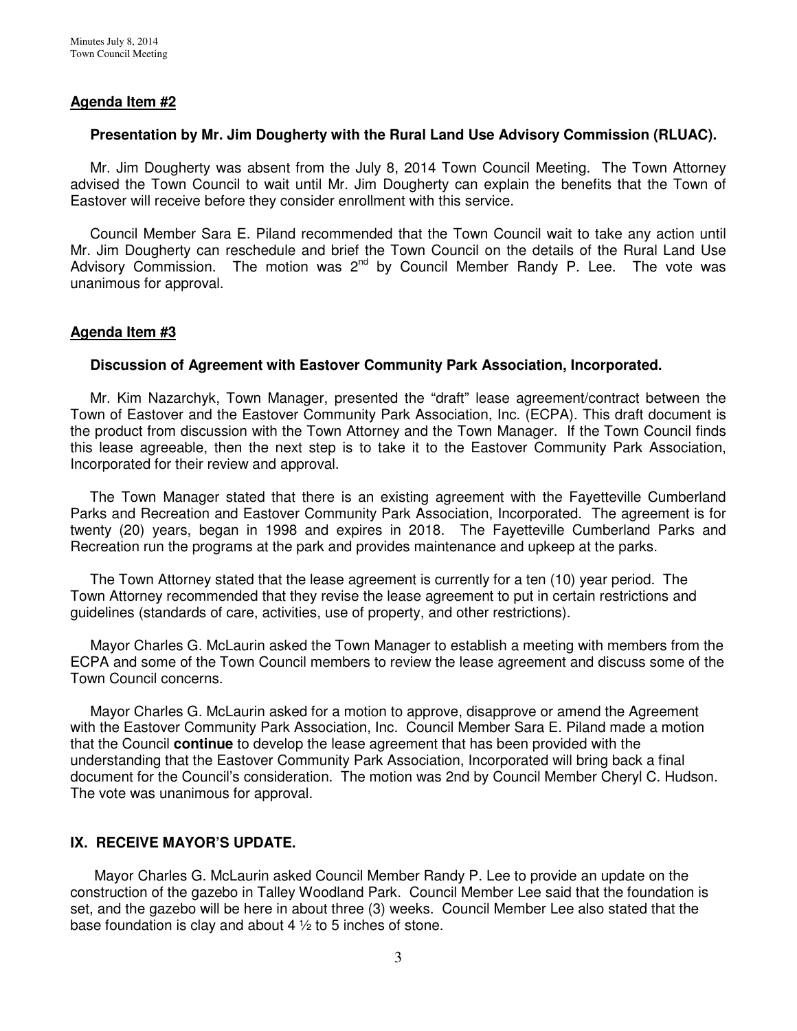## Agenda Item #2

### Presentation by Mr. Jim Dougherty with the Rural Land Use Advisory Commission (RLUAC).

Mr. Jim Dougherty was absent from the July 8, 2014 Town Council Meeting. The Town Attorney advised the Town Council to wait until Mr. Jim Dougherty can explain the benefits that the Town of Eastover will receive before they consider enrollment with this service.

Council Member Sara E. Piland recommended that the Town Council wait to take any action until Mr. Jim Dougherty can reschedule and brief the Town Council on the details of the Rural Land Use Advisory Commission. The motion was 2nd by Council Member Randy P. Lee. The vote was unanimous for approval.

## Agenda Item #3

### Discussion of Agreement with Eastover Community Park Association, Incorporated.

Mr. Kim Nazarchyk, Town Manager, presented the "draft" lease agreement/contract between the Town of Eastover and the Eastover Community Park Association, Inc. (ECPA). This draft document is the product from discussion with the Town Attorney and the Town Manager. If the Town Council finds this lease agreeable, then the next step is to take it to the Eastover Community Park Association, Incorporated for their review and approval.

The Town Manager stated that there is an existing agreement with the Fayetteville Cumberland Parks and Recreation and Eastover Community Park Association, Incorporated. The agreement is for twenty (20) years, began in 1998 and expires in 2018. The Fayetteville Cumberland Parks and Recreation run the programs at the park and provides maintenance and upkeep at the parks.

The Town Attorney stated that the lease agreement is currently for a ten (10) year period. The Town Attorney recommended that they revise the lease agreement to put in certain restrictions and guidelines (standards of care, activities, use of property, and other restrictions).

Mayor Charles G. McLaurin asked the Town Manager to establish a meeting with members from the ECPA and some of the Town Council members to review the lease agreement and discuss some of the Town Council concerns.

Mayor Charles G. McLaurin asked for a motion to approve, disapprove or amend the Agreement with the Eastover Community Park Association, Inc. Council Member Sara E. Piland made a motion that the Council **continue** to develop the lease agreement that has been provided with the understanding that the Eastover Community Park Association, Incorporated will bring back a final document for the Council's consideration. The motion was 2nd by Council Member Cheryl C. Hudson. The vote was unanimous for approval.

## IX. RECEIVE MAYOR'S UPDATE.

Mayor Charles G. McLaurin asked Council Member Randy P. Lee to provide an update on the construction of the gazebo in Talley Woodland Park. Council Member Lee said that the foundation is set, and the gazebo will be here in about three (3) weeks. Council Member Lee also stated that the base foundation is clay and about 4 ½ to 5 inches of stone.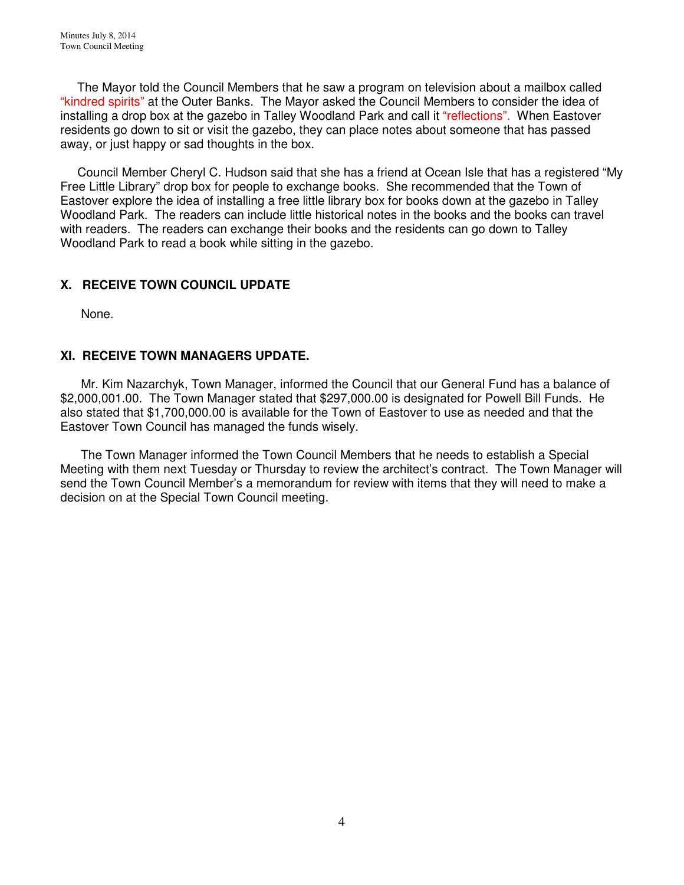The Mayor told the Council Members that he saw a program on television about a mailbox called "kindred spirits" at the Outer Banks. The Mayor asked the Council Members to consider the idea of installing a drop box at the gazebo in Talley Woodland Park and call it "reflections". When Eastover residents go down to sit or visit the gazebo, they can place notes about someone that has passed away, or just happy or sad thoughts in the box.

Council Member Cheryl C. Hudson said that she has a friend at Ocean Isle that has a registered "My Free Little Library" drop box for people to exchange books. She recommended that the Town of Eastover explore the idea of installing a free little library box for books down at the gazebo in Talley Woodland Park. The readers can include little historical notes in the books and the books can travel with readers. The readers can exchange their books and the residents can go down to Talley Woodland Park to read a book while sitting in the gazebo.

## X. RECEIVE TOWN COUNCIL UPDATE

None.

## XI. RECEIVE TOWN MANAGERS UPDATE.

Mr. Kim Nazarchyk, Town Manager, informed the Council that our General Fund has a balance of $2,000,001.00. The Town Manager stated that $297,000.00 is designated for Powell Bill Funds. He also stated that $1,700,000.00 is available for the Town of Eastover to use as needed and that the Eastover Town Council has managed the funds wisely.

The Town Manager informed the Town Council Members that he needs to establish a Special Meeting with them next Tuesday or Thursday to review the architect's contract. The Town Manager will send the Town Council Member's a memorandum for review with items that they will need to make a decision on at the Special Town Council meeting.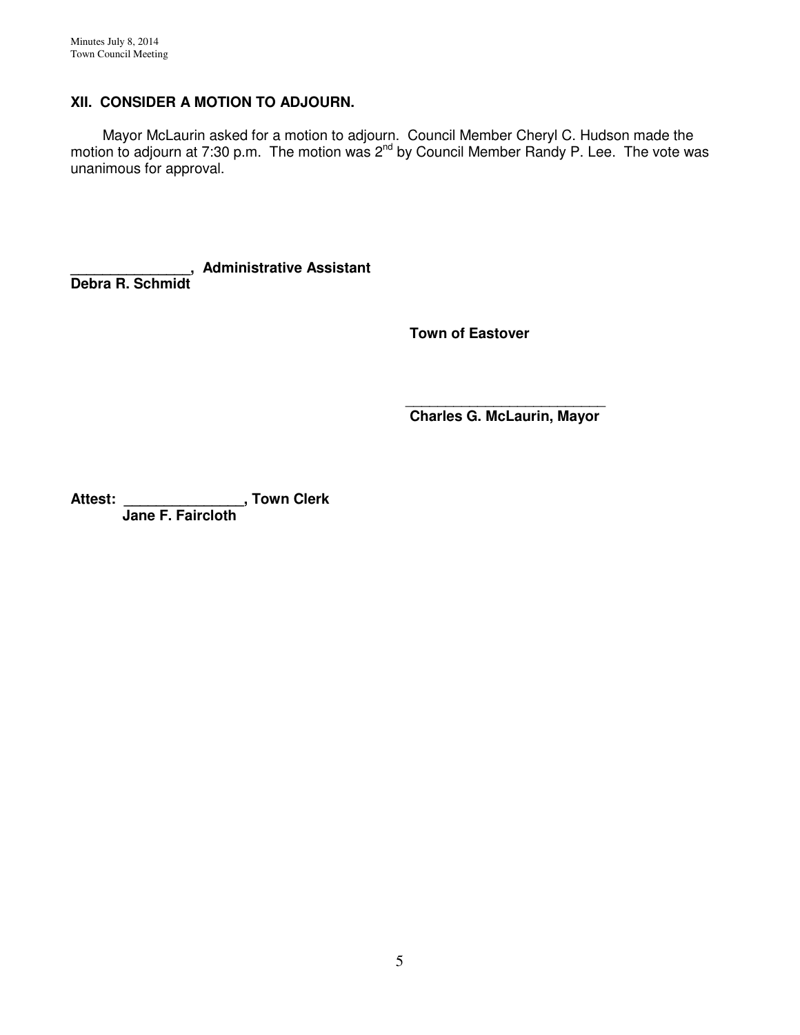**XII. CONSIDER A MOTION TO ADJOURN.**

Mayor McLaurin asked for a motion to adjourn. Council Member Cheryl C. Hudson made the motion to adjourn at 7:30 p.m. The motion was 2nd by Council Member Randy P. Lee. The vote was unanimous for approval.

**_______________, Administrative Assistant**
**Debra R. Schmidt**

**Town of Eastover**

_________________________
**Charles G. McLaurin, Mayor**

**Attest: _______________, Town Clerk**
**Jane F. Faircloth**